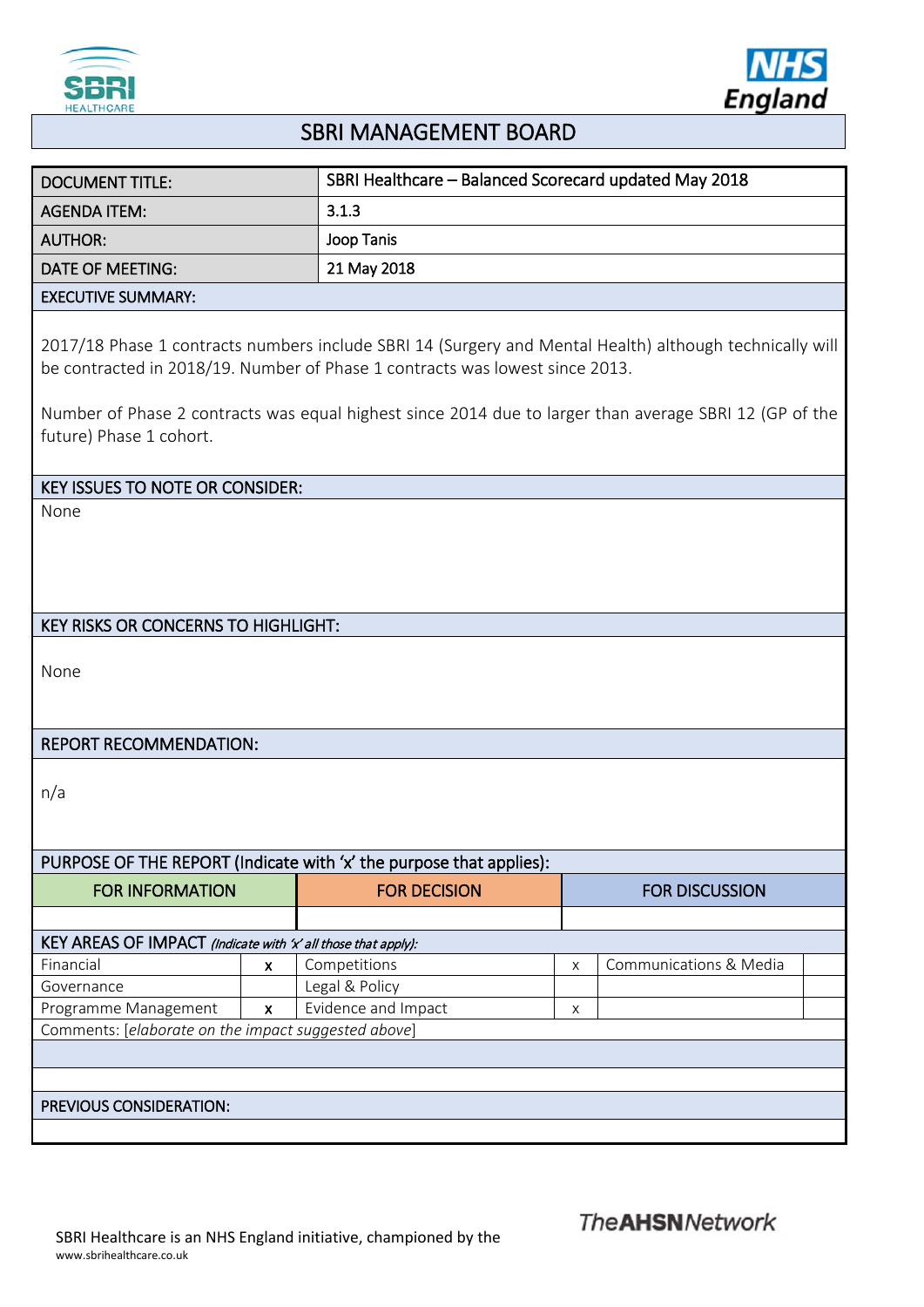# SBRI MANAGEMENT BOARD

| DOCUMENT TITLE: | SBRI Healthcare – Balanced Scorecard updated May 2018 |
|---|---|
| AGENDA ITEM: | 3.1.3 |
| AUTHOR: | Joop Tanis |
| DATE OF MEETING: | 21 May 2018 |

**EXECUTIVE SUMMARY:**

2017/18 Phase 1 contracts numbers include SBRI 14 (Surgery and Mental Health) although technically will be contracted in 2018/19. Number of Phase 1 contracts was lowest since 2013.

Number of Phase 2 contracts was equal highest since 2014 due to larger than average SBRI 12 (GP of the future) Phase 1 cohort.

**KEY ISSUES TO NOTE OR CONSIDER:**

None

**KEY RISKS OR CONCERNS TO HIGHLIGHT:**

None

**REPORT RECOMMENDATION:**

n/a

**PURPOSE OF THE REPORT (Indicate with 'x' the purpose that applies):**

| FOR INFORMATION | FOR DECISION | FOR DISCUSSION |
|---|---|---|
| | | |

**KEY AREAS OF IMPACT** *(Indicate with 'x' all those that apply):*

| | | | | | |
|---|---|---|---|---|---|
| Financial | x | Competitions | x | Communications & Media | |
| Governance | | Legal & Policy | | | |
| Programme Management | x | Evidence and Impact | x | | |

Comments: [*elaborate on the impact suggested above*]

**PREVIOUS CONSIDERATION:**

SBRI Healthcare is an NHS England initiative, championed by the The AHSN Network
www.sbrihealthcare.co.uk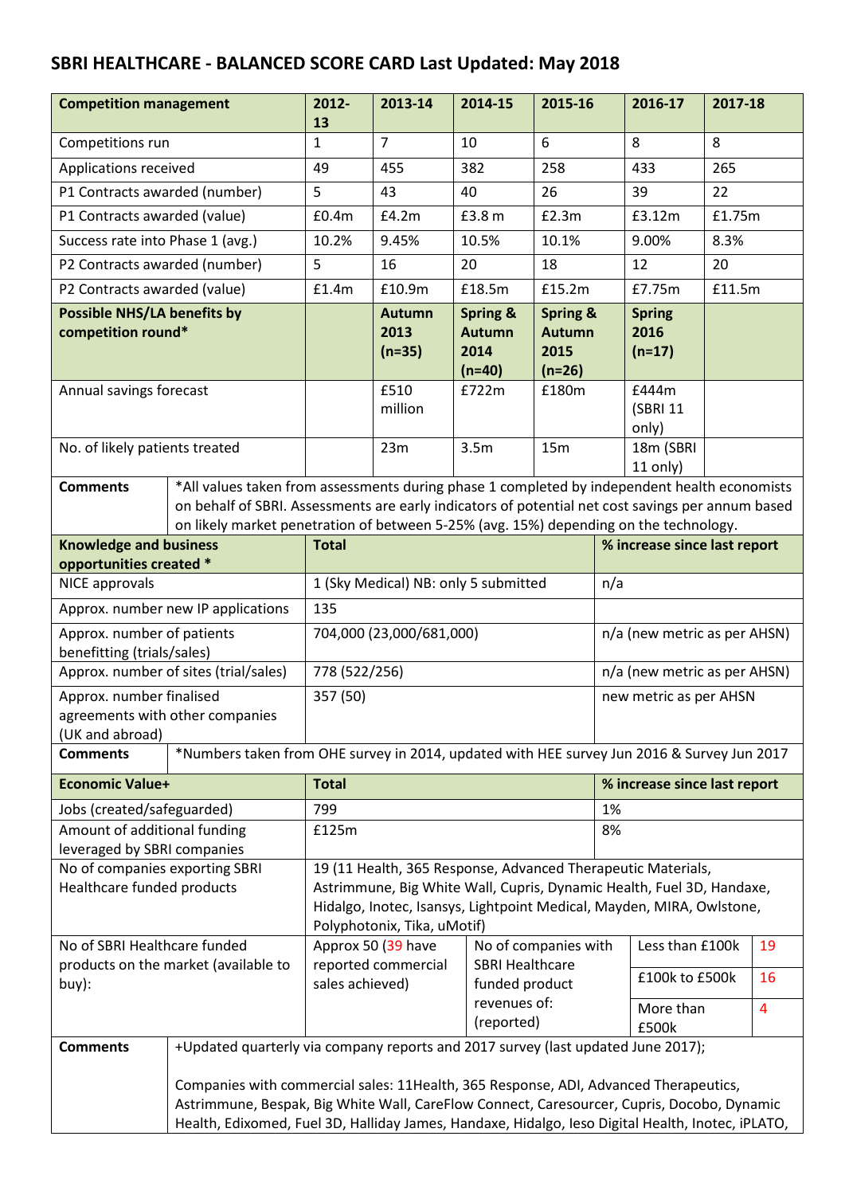# SBRI HEALTHCARE - BALANCED SCORE CARD Last Updated: May 2018

| Competition management | 2012-13 | 2013-14 | 2014-15 | 2015-16 | 2016-17 | 2017-18 |
|---|---|---|---|---|---|---|
| Competitions run | 1 | 7 | 10 | 6 | 8 | 8 |
| Applications received | 49 | 455 | 382 | 258 | 433 | 265 |
| P1 Contracts awarded (number) | 5 | 43 | 40 | 26 | 39 | 22 |
| P1 Contracts awarded (value) | £0.4m | £4.2m | £3.8 m | £2.3m | £3.12m | £1.75m |
| Success rate into Phase 1 (avg.) | 10.2% | 9.45% | 10.5% | 10.1% | 9.00% | 8.3% |
| P2 Contracts awarded (number) | 5 | 16 | 20 | 18 | 12 | 20 |
| P2 Contracts awarded (value) | £1.4m | £10.9m | £18.5m | £15.2m | £7.75m | £11.5m |
| **Possible NHS/LA benefits by competition round*** | | **Autumn 2013 (n=35)** | **Spring & Autumn 2014 (n=40)** | **Spring & Autumn 2015 (n=26)** | **Spring 2016 (n=17)** | |
| Annual savings forecast | | £510 million | £722m | £180m | £444m (SBRI 11 only) | |
| No. of likely patients treated | | 23m | 3.5m | 15m | 18m (SBRI 11 only) | |
| **Comments** | *All values taken from assessments during phase 1 completed by independent health economists on behalf of SBRI. Assessments are early indicators of potential net cost savings per annum based on likely market penetration of between 5-25% (avg. 15%) depending on the technology. | | | | | |

| Knowledge and business opportunities created * | Total | % increase since last report |
|---|---|---|
| NICE approvals | 1 (Sky Medical) NB: only 5 submitted | n/a |
| Approx. number new IP applications | 135 | |
| Approx. number of patients benefitting (trials/sales) | 704,000 (23,000/681,000) | n/a (new metric as per AHSN) |
| Approx. number of sites (trial/sales) | 778 (522/256) | n/a (new metric as per AHSN) |
| Approx. number finalised agreements with other companies (UK and abroad) | 357 (50) | new metric as per AHSN |
| **Comments** | *Numbers taken from OHE survey in 2014, updated with HEE survey Jun 2016 & Survey Jun 2017 | |

| Economic Value+ | Total | | | % increase since last report |
|---|---|---|---|---|
| Jobs (created/safeguarded) | 799 | | | 1% |
| Amount of additional funding leveraged by SBRI companies | £125m | | | 8% |
| No of companies exporting SBRI Healthcare funded products | 19 (11 Health, 365 Response, Advanced Therapeutic Materials, Astrimmune, Big White Wall, Cupris, Dynamic Health, Fuel 3D, Handaxe, Hidalgo, Inotec, Isansys, Lightpoint Medical, Mayden, MIRA, Owlstone, Polyphotonix, Tika, uMotif) | | | |
| No of SBRI Healthcare funded products on the market (available to buy): | Approx 50 (39 have reported commercial sales achieved) | No of companies with SBRI Healthcare funded product revenues of: (reported) | Less than £100k | 19 |
| | | | £100k to £500k | 16 |
| | | | More than £500k | 4 |

**Comments**

+Updated quarterly via company reports and 2017 survey (last updated June 2017);

Companies with commercial sales: 11Health, 365 Response, ADI, Advanced Therapeutics, Astrimmune, Bespak, Big White Wall, CareFlow Connect, Caresourcer, Cupris, Docobo, Dynamic Health, Edixomed, Fuel 3D, Halliday James, Handaxe, Hidalgo, Ieso Digital Health, Inotec, iPLATO,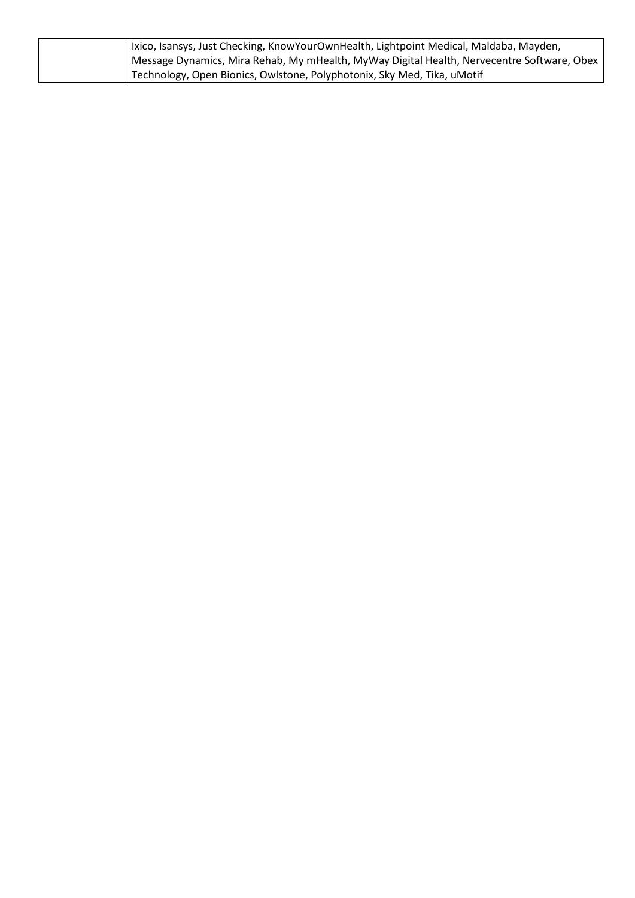| | |
|---|---|
| | Ixico, Isansys, Just Checking, KnowYourOwnHealth, Lightpoint Medical, Maldaba, Mayden, Message Dynamics, Mira Rehab, My mHealth, MyWay Digital Health, Nervecentre Software, Obex Technology, Open Bionics, Owlstone, Polyphotonix, Sky Med, Tika, uMotif |